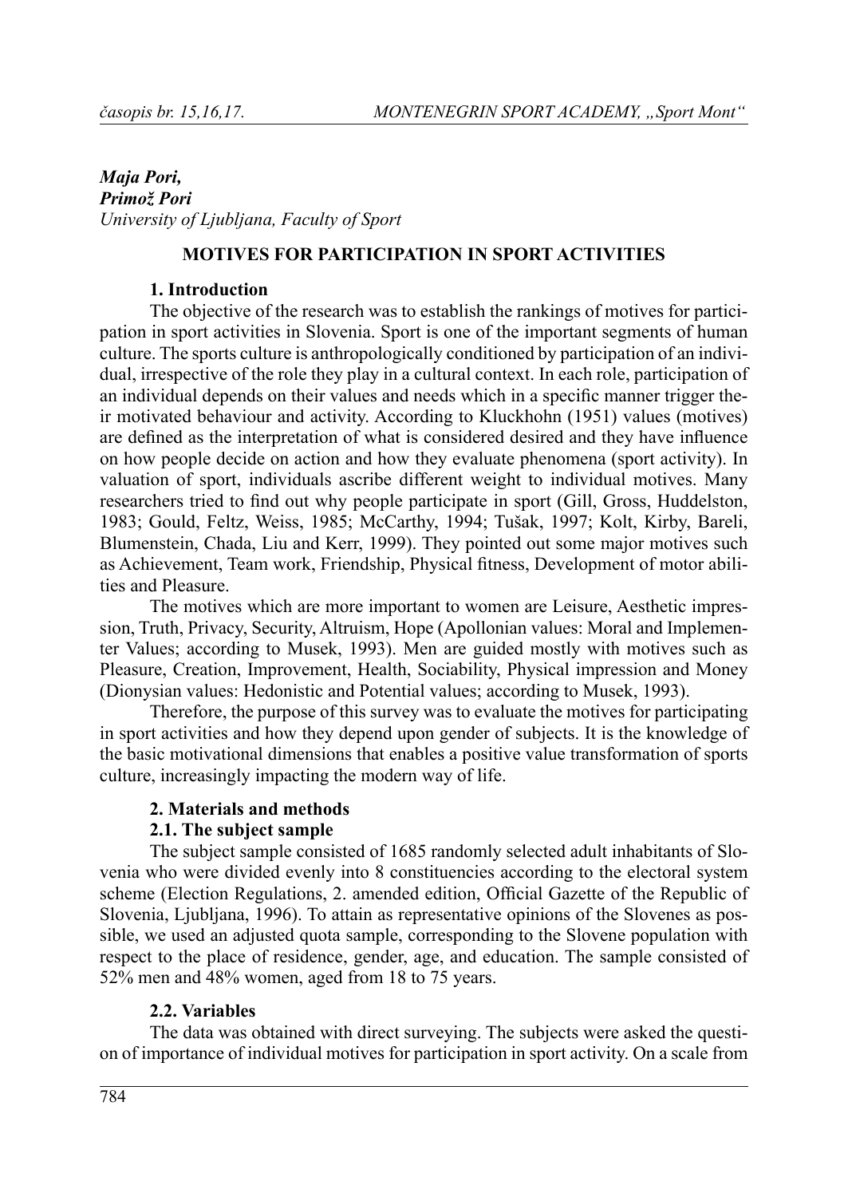*Maja Pori,*
*Primož Pori*
*University of Ljubljana, Faculty of Sport*

# MOTIVES FOR PARTICIPATION IN SPORT ACTIVITIES

## 1. Introduction

The objective of the research was to establish the rankings of motives for participation in sport activities in Slovenia. Sport is one of the important segments of human culture. The sports culture is anthropologically conditioned by participation of an individual, irrespective of the role they play in a cultural context. In each role, participation of an individual depends on their values and needs which in a specific manner trigger their motivated behaviour and activity. According to Kluckhohn (1951) values (motives) are defined as the interpretation of what is considered desired and they have influence on how people decide on action and how they evaluate phenomena (sport activity). In valuation of sport, individuals ascribe different weight to individual motives. Many researchers tried to find out why people participate in sport (Gill, Gross, Huddelston, 1983; Gould, Feltz, Weiss, 1985; McCarthy, 1994; Tušak, 1997; Kolt, Kirby, Bareli, Blumenstein, Chada, Liu and Kerr, 1999). They pointed out some major motives such as Achievement, Team work, Friendship, Physical fitness, Development of motor abilities and Pleasure.

The motives which are more important to women are Leisure, Aesthetic impression, Truth, Privacy, Security, Altruism, Hope (Apollonian values: Moral and Implementer Values; according to Musek, 1993). Men are guided mostly with motives such as Pleasure, Creation, Improvement, Health, Sociability, Physical impression and Money (Dionysian values: Hedonistic and Potential values; according to Musek, 1993).

Therefore, the purpose of this survey was to evaluate the motives for participating in sport activities and how they depend upon gender of subjects. It is the knowledge of the basic motivational dimensions that enables a positive value transformation of sports culture, increasingly impacting the modern way of life.

## 2. Materials and methods

### 2.1. The subject sample

The subject sample consisted of 1685 randomly selected adult inhabitants of Slovenia who were divided evenly into 8 constituencies according to the electoral system scheme (Election Regulations, 2. amended edition, Official Gazette of the Republic of Slovenia, Ljubljana, 1996). To attain as representative opinions of the Slovenes as possible, we used an adjusted quota sample, corresponding to the Slovene population with respect to the place of residence, gender, age, and education. The sample consisted of 52% men and 48% women, aged from 18 to 75 years.

### 2.2. Variables

The data was obtained with direct surveying. The subjects were asked the question of importance of individual motives for participation in sport activity. On a scale from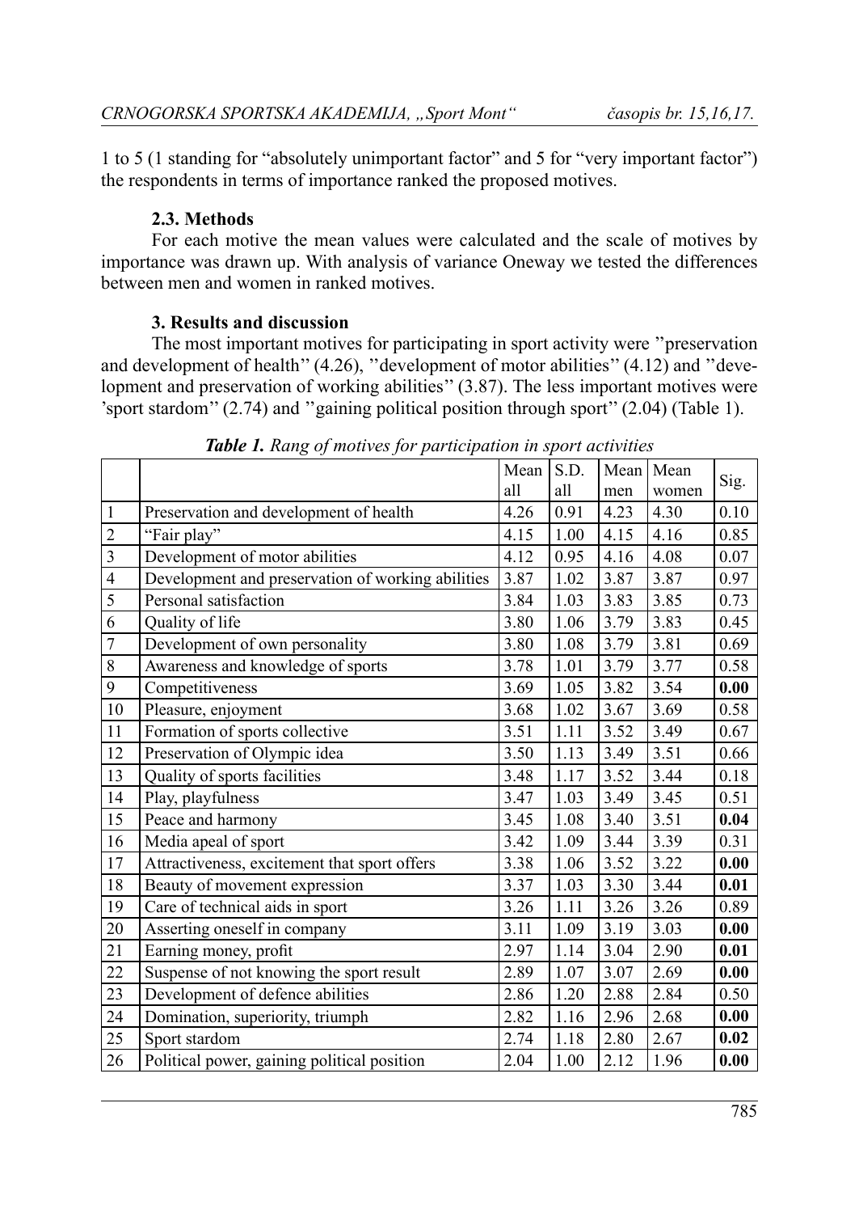1 to 5 (1 standing for "absolutely unimportant factor" and 5 for "very important factor") the respondents in terms of importance ranked the proposed motives.

### 2.3. Methods

For each motive the mean values were calculated and the scale of motives by importance was drawn up. With analysis of variance Oneway we tested the differences between men and women in ranked motives.

### 3. Results and discussion

The most important motives for participating in sport activity were "preservation and development of health" (4.26), "development of motor abilities" (4.12) and "development and preservation of working abilities" (3.87). The less important motives were 'sport stardom" (2.74) and "gaining political position through sport" (2.04) (Table 1).

***Table 1.*** *Rang of motives for participation in sport activities*

| | | Mean all | S.D. all | Mean men | Mean women | Sig. |
|---|---|---|---|---|---|---|
| 1 | Preservation and development of health | 4.26 | 0.91 | 4.23 | 4.30 | 0.10 |
| 2 | "Fair play" | 4.15 | 1.00 | 4.15 | 4.16 | 0.85 |
| 3 | Development of motor abilities | 4.12 | 0.95 | 4.16 | 4.08 | 0.07 |
| 4 | Development and preservation of working abilities | 3.87 | 1.02 | 3.87 | 3.87 | 0.97 |
| 5 | Personal satisfaction | 3.84 | 1.03 | 3.83 | 3.85 | 0.73 |
| 6 | Quality of life | 3.80 | 1.06 | 3.79 | 3.83 | 0.45 |
| 7 | Development of own personality | 3.80 | 1.08 | 3.79 | 3.81 | 0.69 |
| 8 | Awareness and knowledge of sports | 3.78 | 1.01 | 3.79 | 3.77 | 0.58 |
| 9 | Competitiveness | 3.69 | 1.05 | 3.82 | 3.54 | **0.00** |
| 10 | Pleasure, enjoyment | 3.68 | 1.02 | 3.67 | 3.69 | 0.58 |
| 11 | Formation of sports collective | 3.51 | 1.11 | 3.52 | 3.49 | 0.67 |
| 12 | Preservation of Olympic idea | 3.50 | 1.13 | 3.49 | 3.51 | 0.66 |
| 13 | Quality of sports facilities | 3.48 | 1.17 | 3.52 | 3.44 | 0.18 |
| 14 | Play, playfulness | 3.47 | 1.03 | 3.49 | 3.45 | 0.51 |
| 15 | Peace and harmony | 3.45 | 1.08 | 3.40 | 3.51 | **0.04** |
| 16 | Media apeal of sport | 3.42 | 1.09 | 3.44 | 3.39 | 0.31 |
| 17 | Attractiveness, excitement that sport offers | 3.38 | 1.06 | 3.52 | 3.22 | **0.00** |
| 18 | Beauty of movement expression | 3.37 | 1.03 | 3.30 | 3.44 | **0.01** |
| 19 | Care of technical aids in sport | 3.26 | 1.11 | 3.26 | 3.26 | 0.89 |
| 20 | Asserting oneself in company | 3.11 | 1.09 | 3.19 | 3.03 | **0.00** |
| 21 | Earning money, profit | 2.97 | 1.14 | 3.04 | 2.90 | **0.01** |
| 22 | Suspense of not knowing the sport result | 2.89 | 1.07 | 3.07 | 2.69 | **0.00** |
| 23 | Development of defence abilities | 2.86 | 1.20 | 2.88 | 2.84 | 0.50 |
| 24 | Domination, superiority, triumph | 2.82 | 1.16 | 2.96 | 2.68 | **0.00** |
| 25 | Sport stardom | 2.74 | 1.18 | 2.80 | 2.67 | **0.02** |
| 26 | Political power, gaining political position | 2.04 | 1.00 | 2.12 | 1.96 | **0.00** |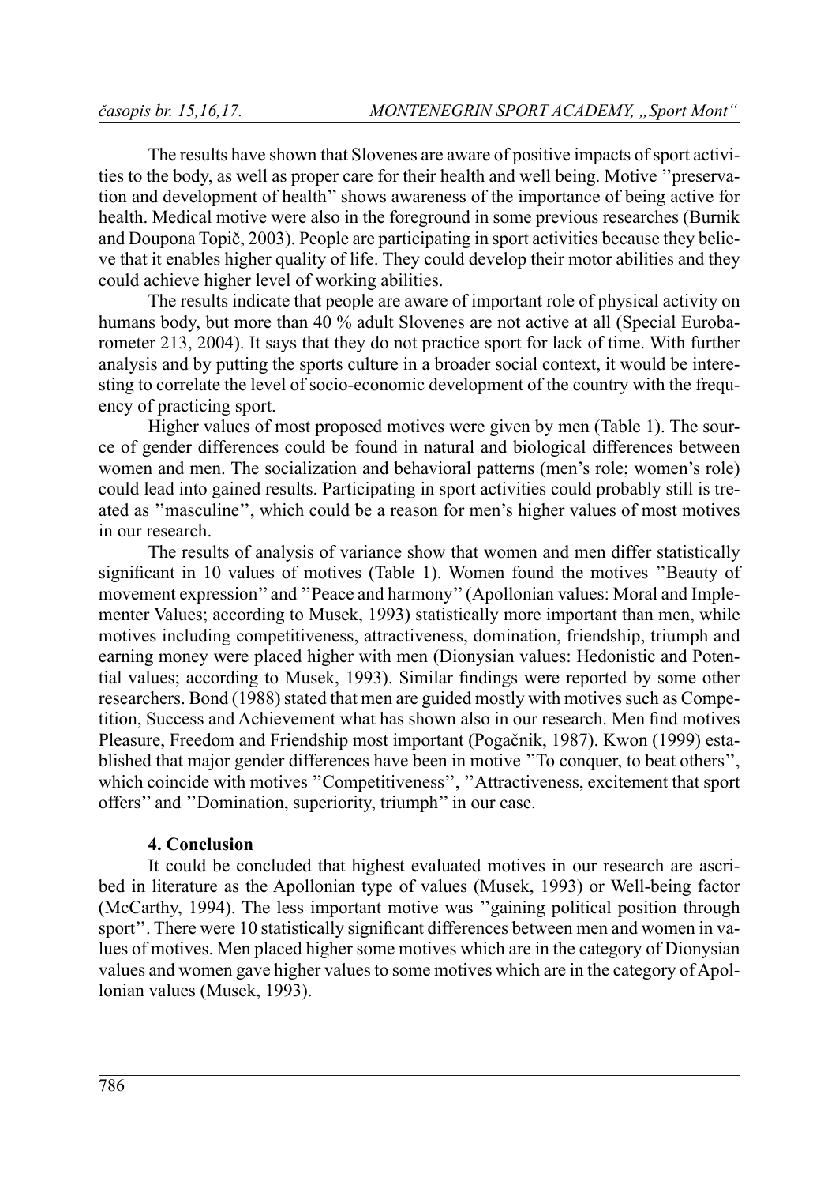The results have shown that Slovenes are aware of positive impacts of sport activities to the body, as well as proper care for their health and well being. Motive ''preservation and development of health'' shows awareness of the importance of being active for health. Medical motive were also in the foreground in some previous researches (Burnik and Doupona Topič, 2003). People are participating in sport activities because they believe that it enables higher quality of life. They could develop their motor abilities and they could achieve higher level of working abilities.

The results indicate that people are aware of important role of physical activity on humans body, but more than 40 % adult Slovenes are not active at all (Special Eurobarometer 213, 2004). It says that they do not practice sport for lack of time. With further analysis and by putting the sports culture in a broader social context, it would be interesting to correlate the level of socio-economic development of the country with the frequency of practicing sport.

Higher values of most proposed motives were given by men (Table 1). The source of gender differences could be found in natural and biological differences between women and men. The socialization and behavioral patterns (men's role; women's role) could lead into gained results. Participating in sport activities could probably still is treated as ''masculine'', which could be a reason for men's higher values of most motives in our research.

The results of analysis of variance show that women and men differ statistically significant in 10 values of motives (Table 1). Women found the motives ''Beauty of movement expression'' and ''Peace and harmony'' (Apollonian values: Moral and Implementer Values; according to Musek, 1993) statistically more important than men, while motives including competitiveness, attractiveness, domination, friendship, triumph and earning money were placed higher with men (Dionysian values: Hedonistic and Potential values; according to Musek, 1993). Similar findings were reported by some other researchers. Bond (1988) stated that men are guided mostly with motives such as Competition, Success and Achievement what has shown also in our research. Men find motives Pleasure, Freedom and Friendship most important (Pogačnik, 1987). Kwon (1999) established that major gender differences have been in motive ''To conquer, to beat others'', which coincide with motives ''Competitiveness'', ''Attractiveness, excitement that sport offers'' and ''Domination, superiority, triumph'' in our case.

## 4. Conclusion

It could be concluded that highest evaluated motives in our research are ascribed in literature as the Apollonian type of values (Musek, 1993) or Well-being factor (McCarthy, 1994). The less important motive was ''gaining political position through sport''. There were 10 statistically significant differences between men and women in values of motives. Men placed higher some motives which are in the category of Dionysian values and women gave higher values to some motives which are in the category of Apollonian values (Musek, 1993).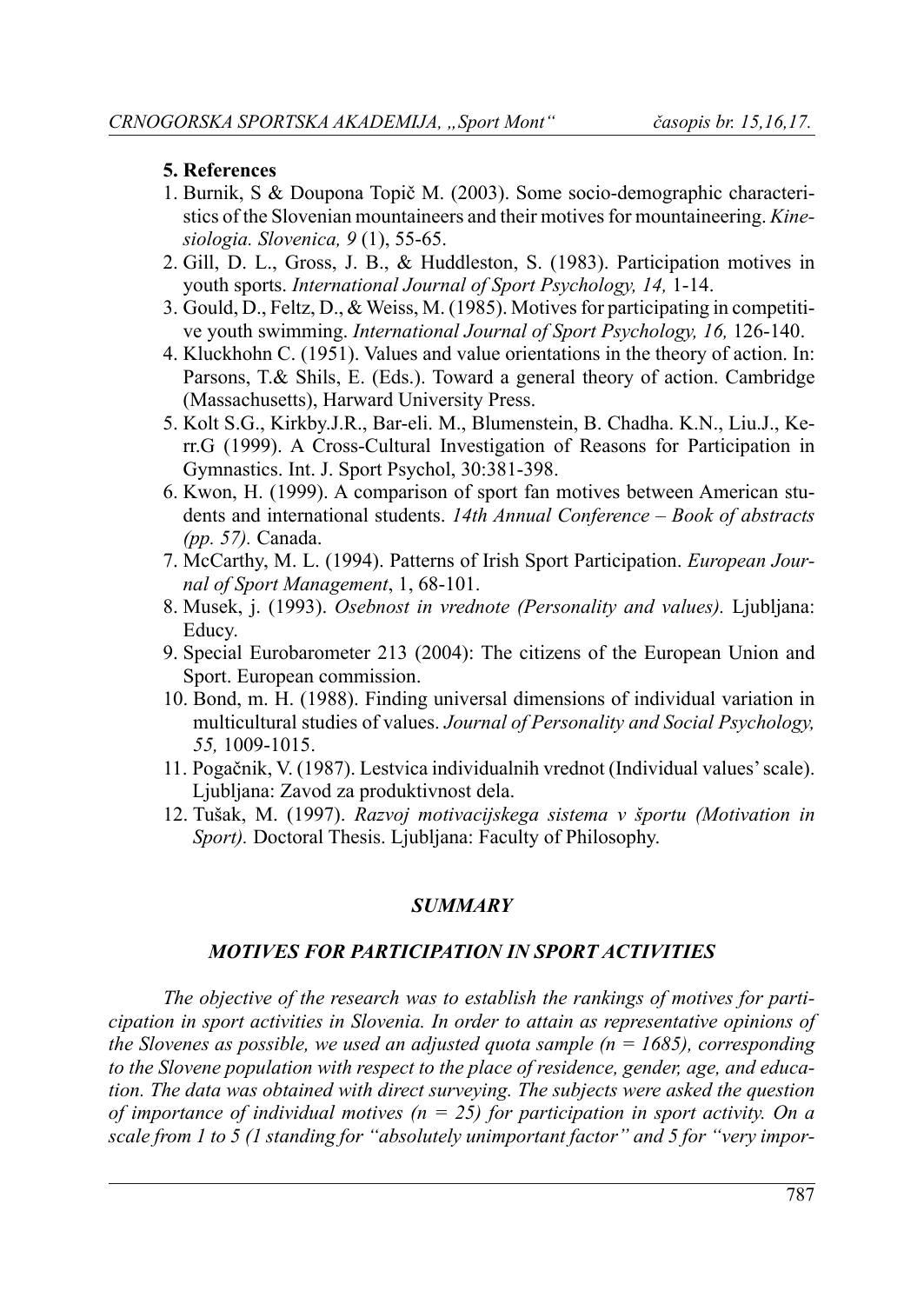## 5. References

1. Burnik, S & Doupona Topič M. (2003). Some socio-demographic characteristics of the Slovenian mountaineers and their motives for mountaineering. *Kinesiologia. Slovenica, 9* (1), 55-65.
2. Gill, D. L., Gross, J. B., & Huddleston, S. (1983). Participation motives in youth sports. *International Journal of Sport Psychology, 14,* 1-14.
3. Gould, D., Feltz, D., & Weiss, M. (1985). Motives for participating in competitive youth swimming. *International Journal of Sport Psychology, 16,* 126-140.
4. Kluckhohn C. (1951). Values and value orientations in the theory of action. In: Parsons, T.& Shils, E. (Eds.). Toward a general theory of action. Cambridge (Massachusetts), Harward University Press.
5. Kolt S.G., Kirkby.J.R., Bar-eli. M., Blumenstein, B. Chadha. K.N., Liu.J., Kerr.G (1999). A Cross-Cultural Investigation of Reasons for Participation in Gymnastics. Int. J. Sport Psychol, 30:381-398.
6. Kwon, H. (1999). A comparison of sport fan motives between American students and international students. *14th Annual Conference – Book of abstracts (pp. 57).* Canada.
7. McCarthy, M. L. (1994). Patterns of Irish Sport Participation. *European Journal of Sport Management*, 1, 68-101.
8. Musek, j. (1993). *Osebnost in vrednote (Personality and values).* Ljubljana: Educy.
9. Special Eurobarometer 213 (2004): The citizens of the European Union and Sport. European commission.
10. Bond, m. H. (1988). Finding universal dimensions of individual variation in multicultural studies of values. *Journal of Personality and Social Psychology, 55,* 1009-1015.
11. Pogačnik, V. (1987). Lestvica individualnih vrednot (Individual values' scale). Ljubljana: Zavod za produktivnost dela.
12. Tušak, M. (1997). *Razvoj motivacijskega sistema v športu (Motivation in Sport).* Doctoral Thesis. Ljubljana: Faculty of Philosophy.

## *SUMMARY*

### *MOTIVES FOR PARTICIPATION IN SPORT ACTIVITIES*

*The objective of the research was to establish the rankings of motives for participation in sport activities in Slovenia. In order to attain as representative opinions of the Slovenes as possible, we used an adjusted quota sample (n = 1685), corresponding to the Slovene population with respect to the place of residence, gender, age, and education. The data was obtained with direct surveying. The subjects were asked the question of importance of individual motives (n = 25) for participation in sport activity. On a scale from 1 to 5 (1 standing for "absolutely unimportant factor" and 5 for "very impor-*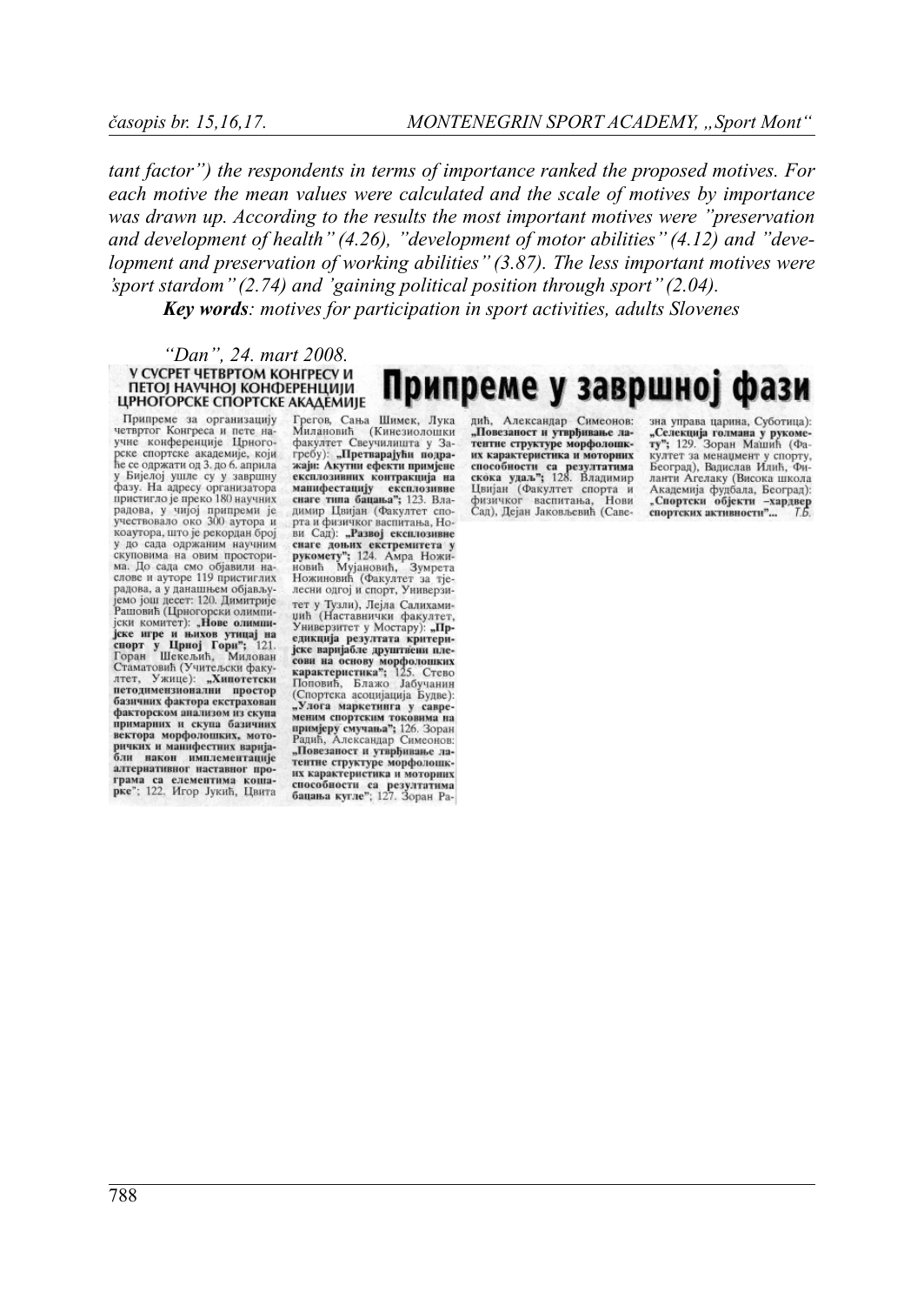*tant factor") the respondents in terms of importance ranked the proposed motives. For each motive the mean values were calculated and the scale of motives by importance was drawn up. According to the results the most important motives were "preservation and development of health" (4.26), "development of motor abilities" (4.12) and "development and preservation of working abilities" (3.87). The less important motives were 'sport stardom" (2.74) and 'gaining political position through sport" (2.04).*

***Key words**: motives for participation in sport activities, adults Slovenes*

*"Dan", 24. mart 2008.*

У СУСРЕТ ЧЕТВРТОМ КОНГРЕСУ И ПЕТОЈ НАУЧНОЈ КОНФЕРЕНЦИЈИ ЦРНОГОРСКЕ СПОРТСКЕ АКАДЕМИЈЕ

# Припреме у завршној фази

Припреме за организацију четвртог Конгреса и пете научне конференције Црногорске спортске академије, који ће се одржати од 3. до 6. априла у Бијелој ушле су у завршну фазу. На адресу организатора пристигло је преко 180 научних радова, у чијој припреми је учествовало око 300 аутора и коаутора, што је рекордан број у до сада одржаним научним скуповима на овим просторима. До сада смо објавили наслове и ауторе 119 пристиглих радова, а у данашњем објављујемо још десет: 120. Димитрије Рашовић (Црногорски олимпијски комитет): **„Нове олимпијске игре и њихов утицај на спорт у Црној Гори"**; 121. Горан Шекељић, Милован Стаматовић (Учитељски факултет, Ужице): **„Хипотетски петодимензионални простор базичних фактора екстрахован факторском анализом из скупа примарних и скупа базичних вектора морфолошких, моторичких и манифестних варијабли након имплементације алтернативног наставног програма са елементима кошарке"**; 122. Игор Јукић, Цвита Грегов, Сања Шимек, Лука Милановић (Кинезиолошки факултет Свеучилишта у Загребу): **„Претварајући подражаји: Акутни ефекти примјене експлозивних контракција на манифестацију експлозивне снаге типа бацања"**; 123. Владимир Цвијан (Факултет спорта и физичког васпитања, Нови Сад): **„Развој експлозивне снаге доњих екстремитета у рукомету"**; 124. Амра Ножиновић Мујановић, Зумрета Ножиновић (Факултет за тјелесни одгој и спорт, Универзитет у Тузли), Лејла Салихамиџић (Наставнички факултет, Универзитет у Мостару): **„Предикција резултата критеријске варијабле друштвени плесови на основу морфолошких карактеристика"**; 125. Стево Поповић, Блажо Јабучанин (Спортска асоцијација Будве): **„Улога маркетинга у савременим спортским токовима на примјеру смучања"**; 126. Зоран Радић, Александар Симеонов: **„Повезаност и утврђивање латентне структуре морфолошких карактеристика и моторних способности са резултатима бацања кугле"**; 127. Зоран Радић, Александар Симеонов: **„Повезаност и утврђивање латентне структуре морфолошких карактеристика и моторних способности са резултатима скока удаљ"**; 128. Владимир Цвијан (Факултет спорта и физичког васпитања, Нови Сад), Дејан Јаковљевић (Савезна управа царина, Суботица): **„Селекција голмана у рукомету"**; 129. Зоран Машић (Факултет за менаџмент у спорту, Београд), Вадислав Илић, Филанти Агелаку (Висока школа Академија фудбала, Београд): **„Спортски објекти –хардвер спортских активности"**... *Т.Б.*